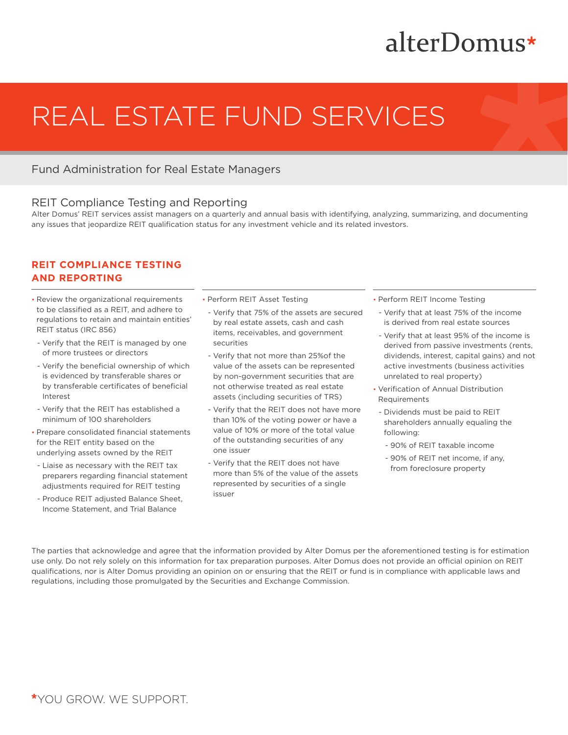alterDomus*

# REAL ESTATE FUND SERVICES

Fund Administration for Real Estate Managers

## REIT Compliance Testing and Reporting

Alter Domus' REIT services assist managers on a quarterly and annual basis with identifying, analyzing, summarizing, and documenting any issues that jeopardize REIT qualification status for any investment vehicle and its related investors.

### REIT COMPLIANCE TESTING AND REPORTING

- Review the organizational requirements to be classified as a REIT, and adhere to regulations to retain and maintain entities' REIT status (IRC 856)
  - Verify that the REIT is managed by one of more trustees or directors
  - Verify the beneficial ownership of which is evidenced by transferable shares or by transferable certificates of beneficial Interest
  - Verify that the REIT has established a minimum of 100 shareholders
- Prepare consolidated financial statements for the REIT entity based on the underlying assets owned by the REIT
  - Liaise as necessary with the REIT tax preparers regarding financial statement adjustments required for REIT testing
  - Produce REIT adjusted Balance Sheet, Income Statement, and Trial Balance
- Perform REIT Asset Testing
  - Verify that 75% of the assets are secured by real estate assets, cash and cash items, receivables, and government securities
  - Verify that not more than 25%of the value of the assets can be represented by non-government securities that are not otherwise treated as real estate assets (including securities of TRS)
  - Verify that the REIT does not have more than 10% of the voting power or have a value of 10% or more of the total value of the outstanding securities of any one issuer
  - Verify that the REIT does not have more than 5% of the value of the assets represented by securities of a single issuer
- Perform REIT Income Testing
  - Verify that at least 75% of the income is derived from real estate sources
  - Verify that at least 95% of the income is derived from passive investments (rents, dividends, interest, capital gains) and not active investments (business activities unrelated to real property)
- Verification of Annual Distribution Requirements
  - Dividends must be paid to REIT shareholders annually equaling the following:
    - 90% of REIT taxable income
    - 90% of REIT net income, if any, from foreclosure property

The parties that acknowledge and agree that the information provided by Alter Domus per the aforementioned testing is for estimation use only. Do not rely solely on this information for tax preparation purposes. Alter Domus does not provide an official opinion on REIT qualifications, nor is Alter Domus providing an opinion on or ensuring that the REIT or fund is in compliance with applicable laws and regulations, including those promulgated by the Securities and Exchange Commission.

*YOU GROW. WE SUPPORT.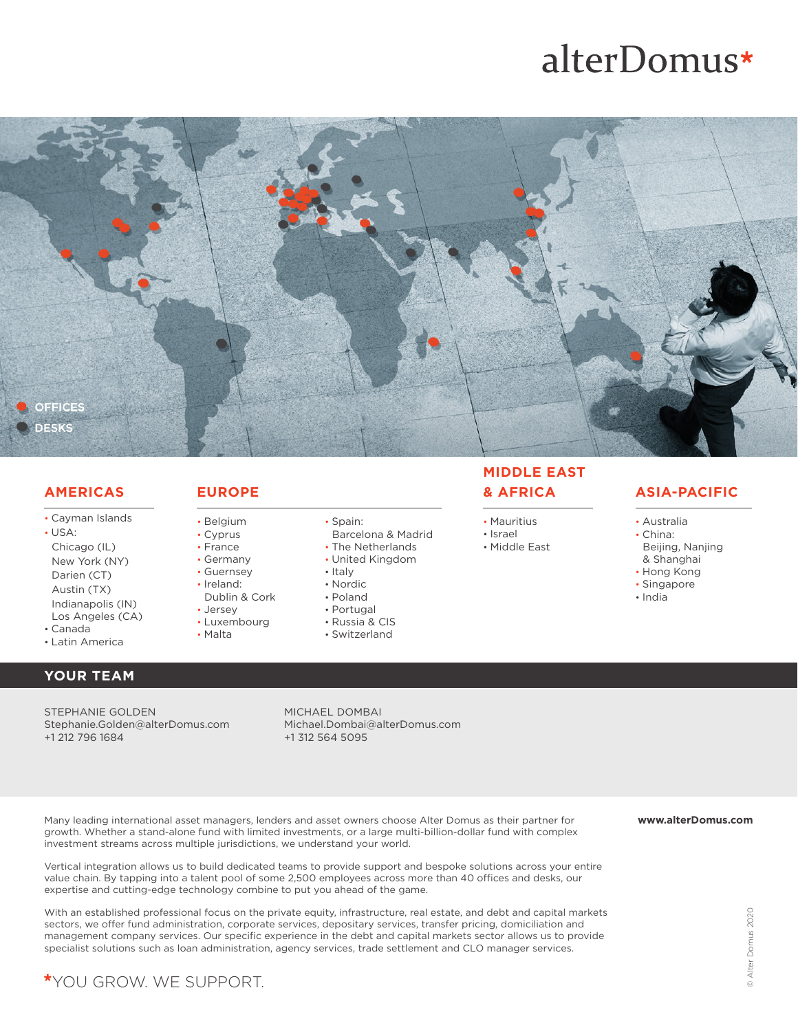alterDomus*

OFFICES

DESKS

## AMERICAS

- Cayman Islands
- USA:
  Chicago (IL)
  New York (NY)
  Darien (CT)
  Austin (TX)
  Indianapolis (IN)
  Los Angeles (CA)
- Canada
- Latin America

## EUROPE

- Belgium
- Cyprus
- France
- Germany
- Guernsey
- Ireland:
  Dublin & Cork
- Jersey
- Luxembourg
- Malta
- Spain:
  Barcelona & Madrid
- The Netherlands
- United Kingdom
- Italy
- Nordic
- Poland
- Portugal
- Russia & CIS
- Switzerland

## MIDDLE EAST & AFRICA

- Mauritius
- Israel
- Middle East

## ASIA-PACIFIC

- Australia
- China:
  Beijing, Nanjing & Shanghai
- Hong Kong
- Singapore
- India

## YOUR TEAM

STEPHANIE GOLDEN
Stephanie.Golden@alterDomus.com
+1 212 796 1684

MICHAEL DOMBAI
Michael.Dombai@alterDomus.com
+1 312 564 5095

Many leading international asset managers, lenders and asset owners choose Alter Domus as their partner for growth. Whether a stand-alone fund with limited investments, or a large multi-billion-dollar fund with complex investment streams across multiple jurisdictions, we understand your world.

Vertical integration allows us to build dedicated teams to provide support and bespoke solutions across your entire value chain. By tapping into a talent pool of some 2,500 employees across more than 40 offices and desks, our expertise and cutting-edge technology combine to put you ahead of the game.

With an established professional focus on the private equity, infrastructure, real estate, and debt and capital markets sectors, we offer fund administration, corporate services, depositary services, transfer pricing, domiciliation and management company services. Our specific experience in the debt and capital markets sector allows us to provide specialist solutions such as loan administration, agency services, trade settlement and CLO manager services.

**www.alterDomus.com**

*YOU GROW. WE SUPPORT.

© Alter Domus 2020